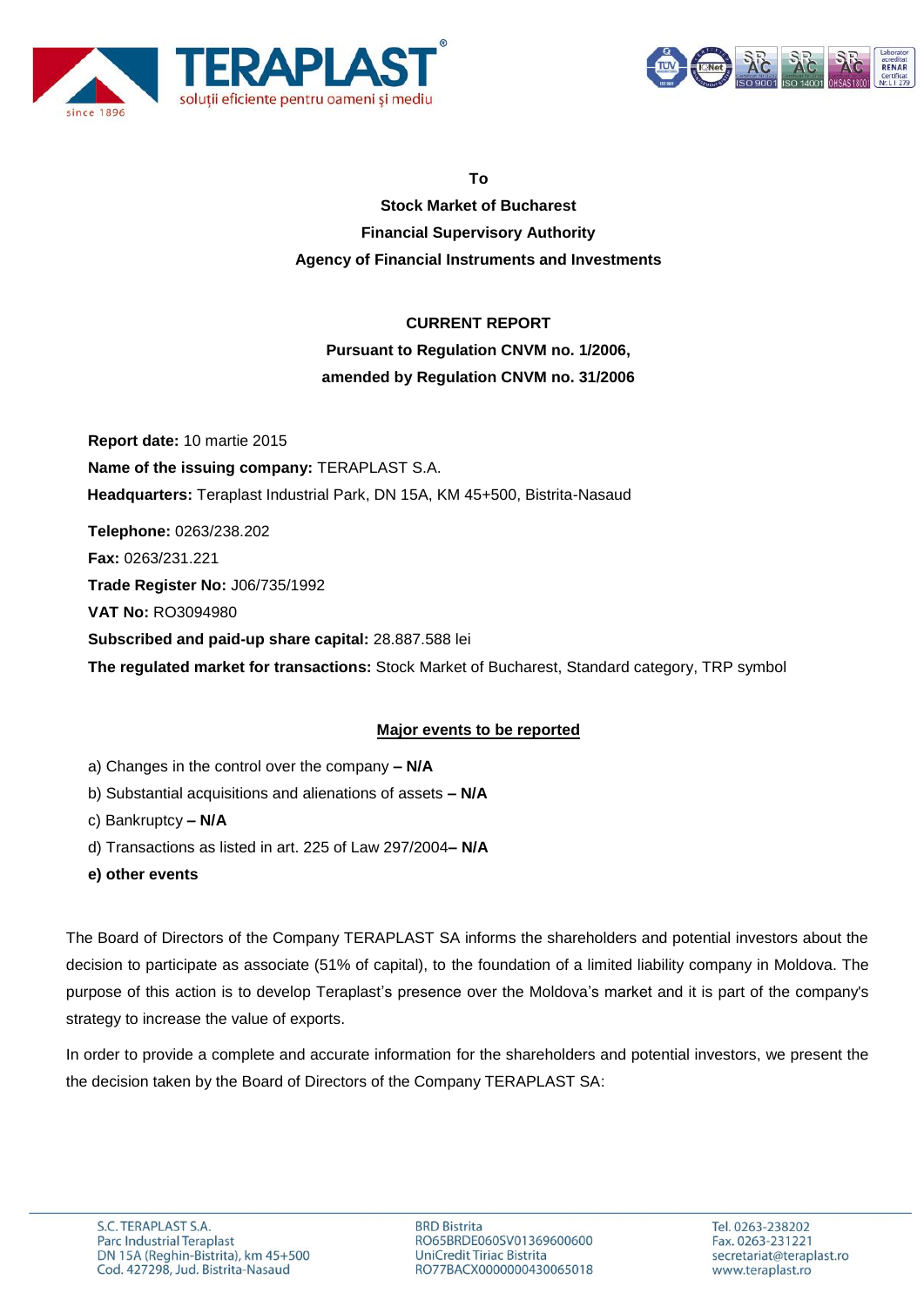**To**

**Stock Market of Bucharest**

**Financial Supervisory Authority**

**Agency of Financial Instruments and Investments**

**CURRENT REPORT**

**Pursuant to Regulation CNVM no. 1/2006,**

**amended by Regulation CNVM no. 31/2006**

**Report date:** 10 martie 2015

**Name of the issuing company:** TERAPLAST S.A.

**Headquarters:** Teraplast Industrial Park, DN 15A, KM 45+500, Bistrita-Nasaud

**Telephone:** 0263/238.202

**Fax:** 0263/231.221

**Trade Register No:** J06/735/1992

**VAT No:** RO3094980

**Subscribed and paid-up share capital:** 28.887.588 lei

**The regulated market for transactions:** Stock Market of Bucharest, Standard category, TRP symbol

**Major events to be reported**

a) Changes in the control over the company **– N/A**

b) Substantial acquisitions and alienations of assets **– N/A**

c) Bankruptcy **– N/A**

d) Transactions as listed in art. 225 of Law 297/2004**– N/A**

**e) other events**

The Board of Directors of the Company TERAPLAST SA informs the shareholders and potential investors about the decision to participate as associate (51% of capital), to the foundation of a limited liability company in Moldova. The purpose of this action is to develop Teraplast's presence over the Moldova's market and it is part of the company's strategy to increase the value of exports.

In order to provide a complete and accurate information for the shareholders and potential investors, we present the the decision taken by the Board of Directors of the Company TERAPLAST SA: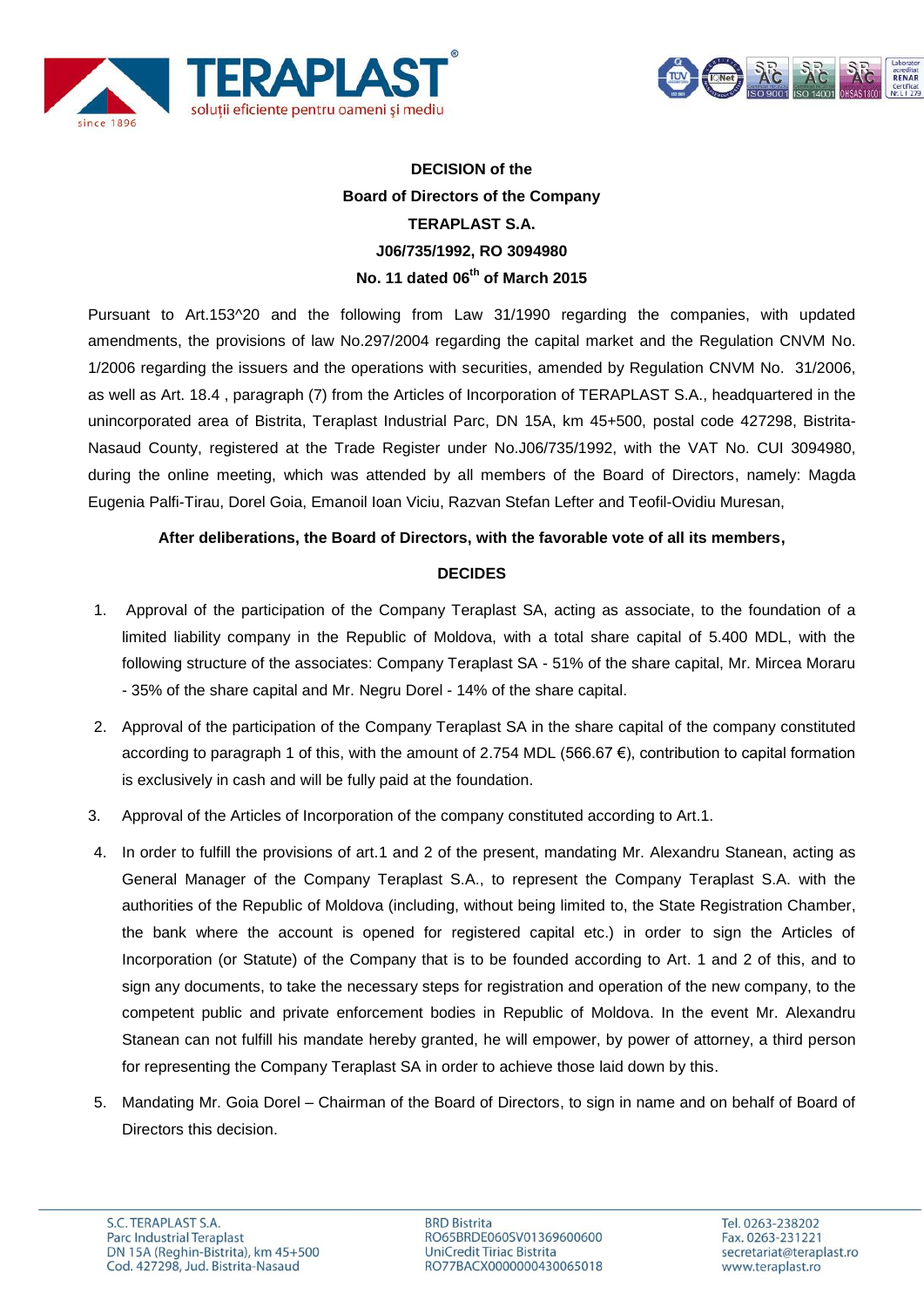**DECISION of the**

**Board of Directors of the Company**

**TERAPLAST S.A.**

**J06/735/1992, RO 3094980**

**No. 11 dated 06th of March 2015**

Pursuant to Art.153^20 and the following from Law 31/1990 regarding the companies, with updated amendments, the provisions of law No.297/2004 regarding the capital market and the Regulation CNVM No. 1/2006 regarding the issuers and the operations with securities, amended by Regulation CNVM No. 31/2006, as well as Art. 18.4 , paragraph (7) from the Articles of Incorporation of TERAPLAST S.A., headquartered in the unincorporated area of Bistrita, Teraplast Industrial Parc, DN 15A, km 45+500, postal code 427298, Bistrita-Nasaud County, registered at the Trade Register under No.J06/735/1992, with the VAT No. CUI 3094980, during the online meeting, which was attended by all members of the Board of Directors, namely: Magda Eugenia Palfi-Tirau, Dorel Goia, Emanoil Ioan Viciu, Razvan Stefan Lefter and Teofil-Ovidiu Muresan,

**After deliberations, the Board of Directors, with the favorable vote of all its members,**

**DECIDES**

1. Approval of the participation of the Company Teraplast SA, acting as associate, to the foundation of a limited liability company in the Republic of Moldova, with a total share capital of 5.400 MDL, with the following structure of the associates: Company Teraplast SA - 51% of the share capital, Mr. Mircea Moraru - 35% of the share capital and Mr. Negru Dorel - 14% of the share capital.
2. Approval of the participation of the Company Teraplast SA in the share capital of the company constituted according to paragraph 1 of this, with the amount of 2.754 MDL (566.67 €), contribution to capital formation is exclusively in cash and will be fully paid at the foundation.
3. Approval of the Articles of Incorporation of the company constituted according to Art.1.
4. In order to fulfill the provisions of art.1 and 2 of the present, mandating Mr. Alexandru Stanean, acting as General Manager of the Company Teraplast S.A., to represent the Company Teraplast S.A. with the authorities of the Republic of Moldova (including, without being limited to, the State Registration Chamber, the bank where the account is opened for registered capital etc.) in order to sign the Articles of Incorporation (or Statute) of the Company that is to be founded according to Art. 1 and 2 of this, and to sign any documents, to take the necessary steps for registration and operation of the new company, to the competent public and private enforcement bodies in Republic of Moldova. In the event Mr. Alexandru Stanean can not fulfill his mandate hereby granted, he will empower, by power of attorney, a third person for representing the Company Teraplast SA in order to achieve those laid down by this.
5. Mandating Mr. Goia Dorel – Chairman of the Board of Directors, to sign in name and on behalf of Board of Directors this decision.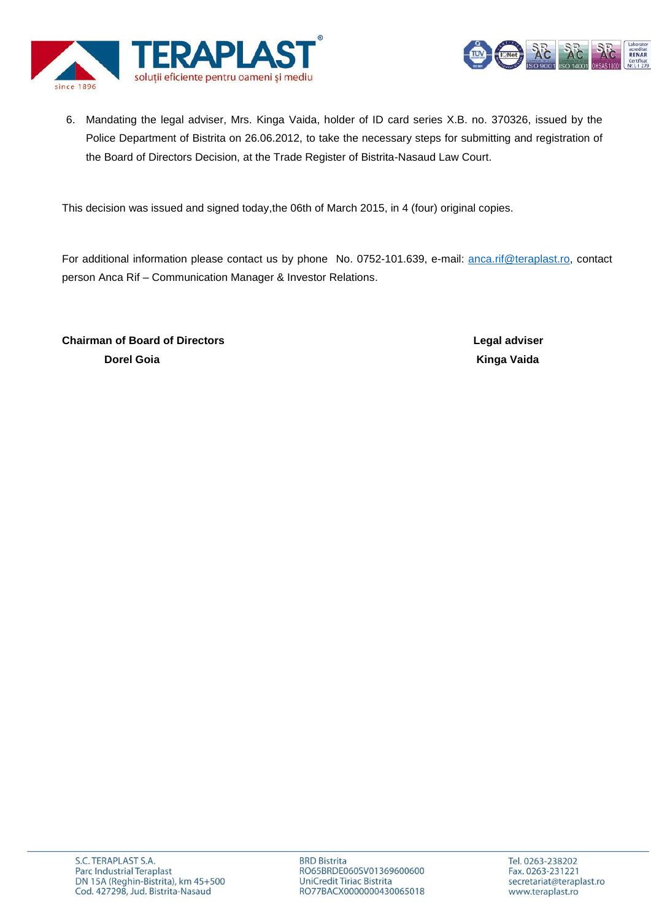6. Mandating the legal adviser, Mrs. Kinga Vaida, holder of ID card series X.B. no. 370326, issued by the Police Department of Bistrita on 26.06.2012, to take the necessary steps for submitting and registration of the Board of Directors Decision, at the Trade Register of Bistrita-Nasaud Law Court.

This decision was issued and signed today,the 06th of March 2015, in 4 (four) original copies.

For additional information please contact us by phone No. 0752-101.639, e-mail: anca.rif@teraplast.ro, contact person Anca Rif – Communication Manager & Investor Relations.

**Chairman of Board of Directors**
**Dorel Goia**

**Legal adviser**
**Kinga Vaida**